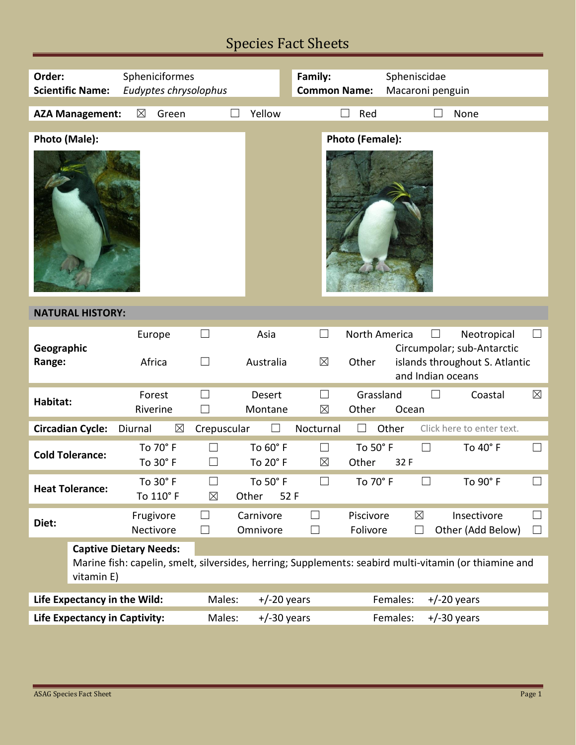# Species Fact Sheets

| | | | |
|---|---|---|---|
| **Order:** | Sphenisciformes | **Family:** | Spheniscidae |
| **Scientific Name:** | *Eudyptes chrysolophus* | **Common Name:** | Macaroni penguin |

**AZA Management:** ☒ Green ☐ Yellow ☐ Red ☐ None

**Photo (Male):**

**Photo (Female):**

## NATURAL HISTORY:

| | | | | | | | | |
|---|---|---|---|---|---|---|---|---|
| **Geographic Range:** | Europe | ☐ | Asia | ☐ | North America | ☐ | Neotropical | ☐ |
| | Africa | ☐ | Australia | ☒ | Other | Circumpolar; sub-Antarctic islands throughout S. Atlantic and Indian oceans | | |
| **Habitat:** | Forest | ☐ | Desert | ☐ | Grassland | ☐ | Coastal | ☒ |
| | Riverine | ☐ | Montane | ☒ | Other | Ocean | | |
| **Circadian Cycle:** | Diurnal | ☒ | Crepuscular | ☐ | Nocturnal | ☐ | Other | Click here to enter text. |
| **Cold Tolerance:** | To 70° F | ☐ | To 60° F | ☐ | To 50° F | ☐ | To 40° F | ☐ |
| | To 30° F | ☐ | To 20° F | ☒ | Other | 32 F | | |
| **Heat Tolerance:** | To 30° F | ☐ | To 50° F | ☐ | To 70° F | ☐ | To 90° F | ☐ |
| | To 110° F | ☒ | Other | 52 F | | | | |
| **Diet:** | Frugivore | ☐ | Carnivore | ☐ | Piscivore | ☒ | Insectivore | ☐ |
| | Nectivore | ☐ | Omnivore | ☐ | Folivore | ☐ | Other (Add Below) | ☐ |

**Captive Dietary Needs:**
Marine fish: capelin, smelt, silversides, herring; Supplements: seabird multi-vitamin (or thiamine and vitamin E)

| | | | | |
|---|---|---|---|---|
| **Life Expectancy in the Wild:** | Males: | +/-20 years | Females: | +/-20 years |
| **Life Expectancy in Captivity:** | Males: | +/-30 years | Females: | +/-30 years |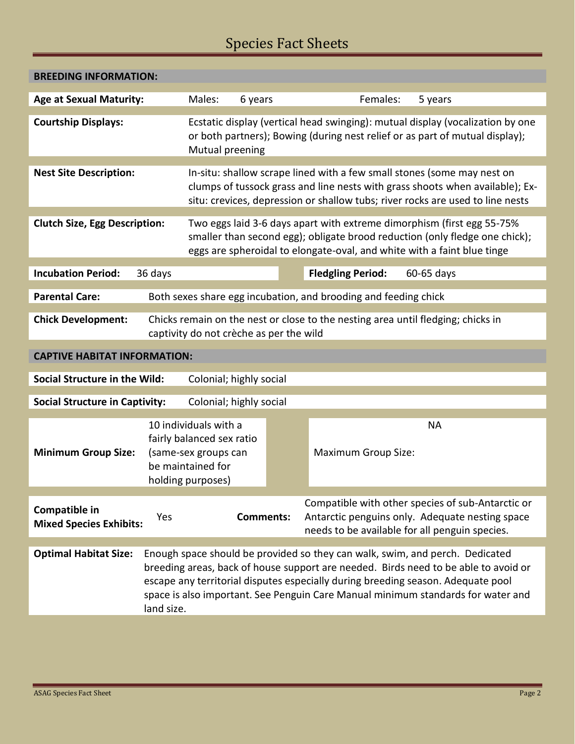## BREEDING INFORMATION:

| | | | |
|---|---|---|---|
| **Age at Sexual Maturity:** | Males: 6 years | | Females: 5 years |

**Courtship Displays:** Ecstatic display (vertical head swinging): mutual display (vocalization by one or both partners); Bowing (during nest relief or as part of mutual display); Mutual preening

**Nest Site Description:** In-situ: shallow scrape lined with a few small stones (some may nest on clumps of tussock grass and line nests with grass shoots when available); Ex-situ: crevices, depression or shallow tubs; river rocks are used to line nests

**Clutch Size, Egg Description:** Two eggs laid 3-6 days apart with extreme dimorphism (first egg 55-75% smaller than second egg); obligate brood reduction (only fledge one chick); eggs are spheroidal to elongate-oval, and white with a faint blue tinge

| | | | |
|---|---|---|---|
| **Incubation Period:** | 36 days | **Fledgling Period:** | 60-65 days |

**Parental Care:** Both sexes share egg incubation, and brooding and feeding chick

**Chick Development:** Chicks remain on the nest or close to the nesting area until fledging; chicks in captivity do not crèche as per the wild

## CAPTIVE HABITAT INFORMATION:

**Social Structure in the Wild:** Colonial; highly social

**Social Structure in Captivity:** Colonial; highly social

| | | | |
|---|---|---|---|
| **Minimum Group Size:** | 10 individuals with a fairly balanced sex ratio (same-sex groups can be maintained for holding purposes) | Maximum Group Size: | NA |

| | | | |
|---|---|---|---|
| **Compatible in Mixed Species Exhibits:** | Yes | **Comments:** | Compatible with other species of sub-Antarctic or Antarctic penguins only. Adequate nesting space needs to be available for all penguin species. |

**Optimal Habitat Size:** Enough space should be provided so they can walk, swim, and perch. Dedicated breeding areas, back of house support are needed. Birds need to be able to avoid or escape any territorial disputes especially during breeding season. Adequate pool space is also important. See Penguin Care Manual minimum standards for water and land size.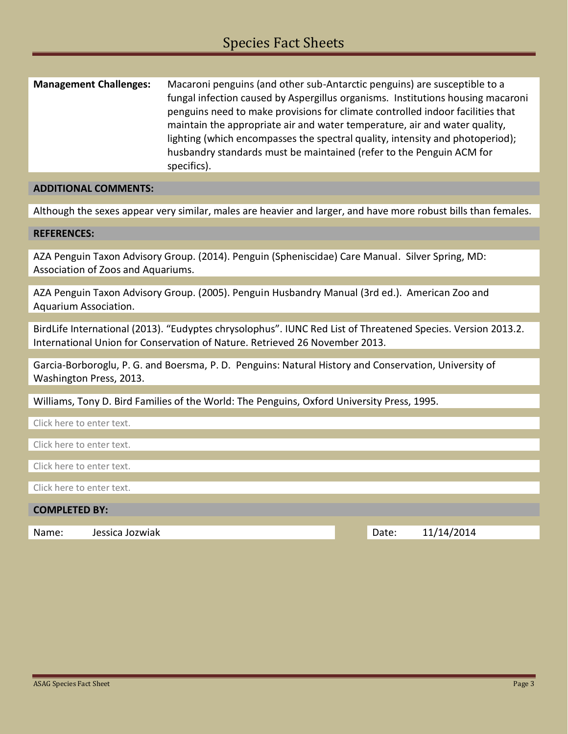| | |
|---|---|
| **Management Challenges:** | Macaroni penguins (and other sub-Antarctic penguins) are susceptible to a fungal infection caused by Aspergillus organisms. Institutions housing macaroni penguins need to make provisions for climate controlled indoor facilities that maintain the appropriate air and water temperature, air and water quality, lighting (which encompasses the spectral quality, intensity and photoperiod); husbandry standards must be maintained (refer to the Penguin ACM for specifics). |

## ADDITIONAL COMMENTS:

Although the sexes appear very similar, males are heavier and larger, and have more robust bills than females.

## REFERENCES:

AZA Penguin Taxon Advisory Group. (2014). Penguin (Spheniscidae) Care Manual. Silver Spring, MD: Association of Zoos and Aquariums.

AZA Penguin Taxon Advisory Group. (2005). Penguin Husbandry Manual (3rd ed.). American Zoo and Aquarium Association.

BirdLife International (2013). "Eudyptes chrysolophus". IUNC Red List of Threatened Species. Version 2013.2. International Union for Conservation of Nature. Retrieved 26 November 2013.

Garcia-Borboroglu, P. G. and Boersma, P. D. Penguins: Natural History and Conservation, University of Washington Press, 2013.

Williams, Tony D. Bird Families of the World: The Penguins, Oxford University Press, 1995.

Click here to enter text.

Click here to enter text.

Click here to enter text.

Click here to enter text.

## COMPLETED BY:

| | | | |
|---|---|---|---|
| Name: | Jessica Jozwiak | Date: | 11/14/2014 |